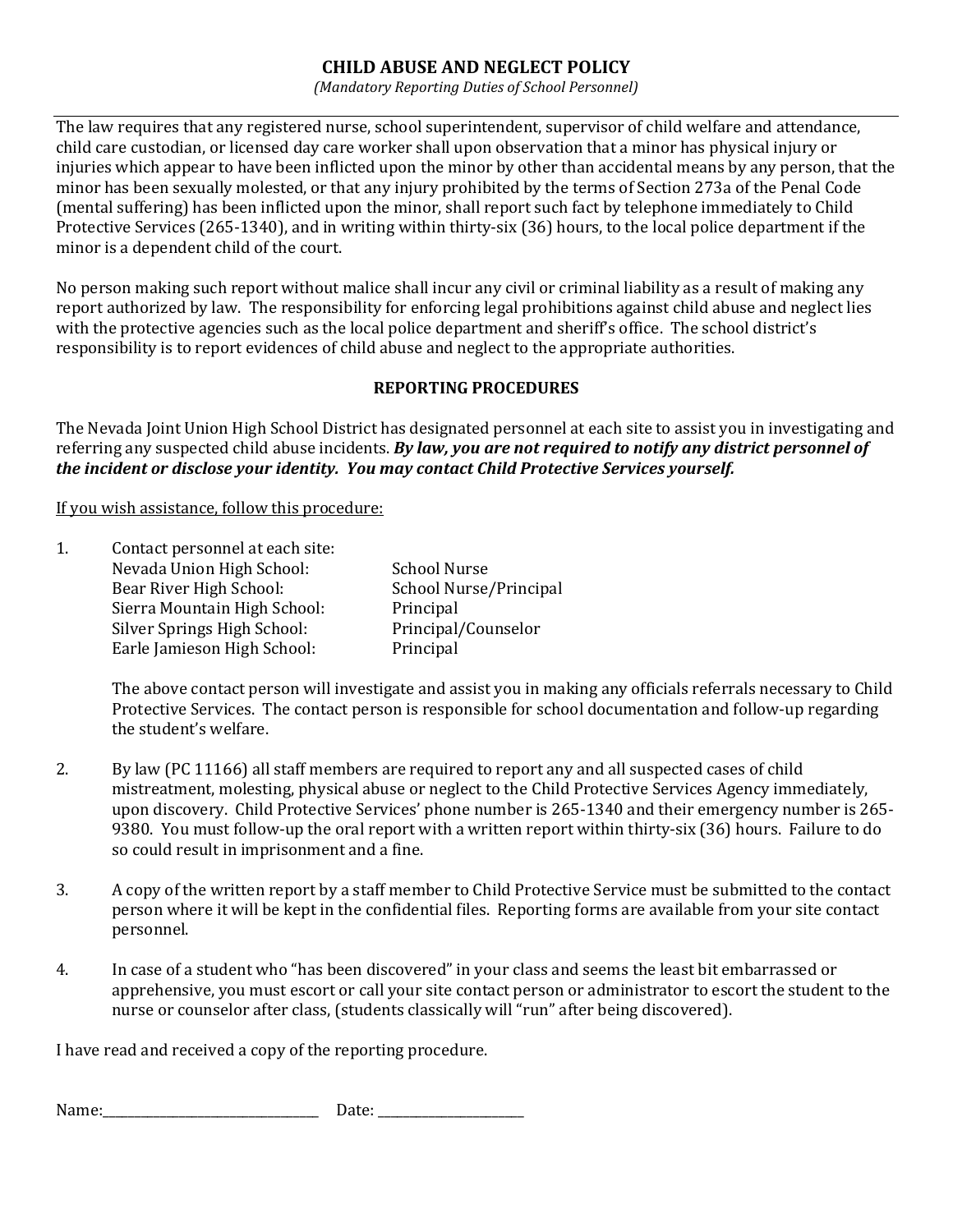# CHILD ABUSE AND NEGLECT POLICY

*(Mandatory Reporting Duties of School Personnel)*

---

The law requires that any registered nurse, school superintendent, supervisor of child welfare and attendance, child care custodian, or licensed day care worker shall upon observation that a minor has physical injury or injuries which appear to have been inflicted upon the minor by other than accidental means by any person, that the minor has been sexually molested, or that any injury prohibited by the terms of Section 273a of the Penal Code (mental suffering) has been inflicted upon the minor, shall report such fact by telephone immediately to Child Protective Services (265-1340), and in writing within thirty-six (36) hours, to the local police department if the minor is a dependent child of the court.

No person making such report without malice shall incur any civil or criminal liability as a result of making any report authorized by law. The responsibility for enforcing legal prohibitions against child abuse and neglect lies with the protective agencies such as the local police department and sheriff's office. The school district's responsibility is to report evidences of child abuse and neglect to the appropriate authorities.

## REPORTING PROCEDURES

The Nevada Joint Union High School District has designated personnel at each site to assist you in investigating and referring any suspected child abuse incidents. ***By law, you are not required to notify any district personnel of the incident or disclose your identity. You may contact Child Protective Services yourself.***

If you wish assistance, follow this procedure:

1. Contact personnel at each site:

   | | |
   |---|---|
   | Nevada Union High School: | School Nurse |
   | Bear River High School: | School Nurse/Principal |
   | Sierra Mountain High School: | Principal |
   | Silver Springs High School: | Principal/Counselor |
   | Earle Jamieson High School: | Principal |

   The above contact person will investigate and assist you in making any officials referrals necessary to Child Protective Services. The contact person is responsible for school documentation and follow-up regarding the student's welfare.

2. By law (PC 11166) all staff members are required to report any and all suspected cases of child mistreatment, molesting, physical abuse or neglect to the Child Protective Services Agency immediately, upon discovery. Child Protective Services' phone number is 265-1340 and their emergency number is 265-9380. You must follow-up the oral report with a written report within thirty-six (36) hours. Failure to do so could result in imprisonment and a fine.

3. A copy of the written report by a staff member to Child Protective Service must be submitted to the contact person where it will be kept in the confidential files. Reporting forms are available from your site contact personnel.

4. In case of a student who "has been discovered" in your class and seems the least bit embarrassed or apprehensive, you must escort or call your site contact person or administrator to escort the student to the nurse or counselor after class, (students classically will "run" after being discovered).

I have read and received a copy of the reporting procedure.

Name:\_\_\_\_\_\_\_\_\_\_\_\_\_\_\_\_\_\_\_\_\_\_\_\_\_\_\_\_\_\_\_\_ Date: \_\_\_\_\_\_\_\_\_\_\_\_\_\_\_\_\_\_\_\_\_\_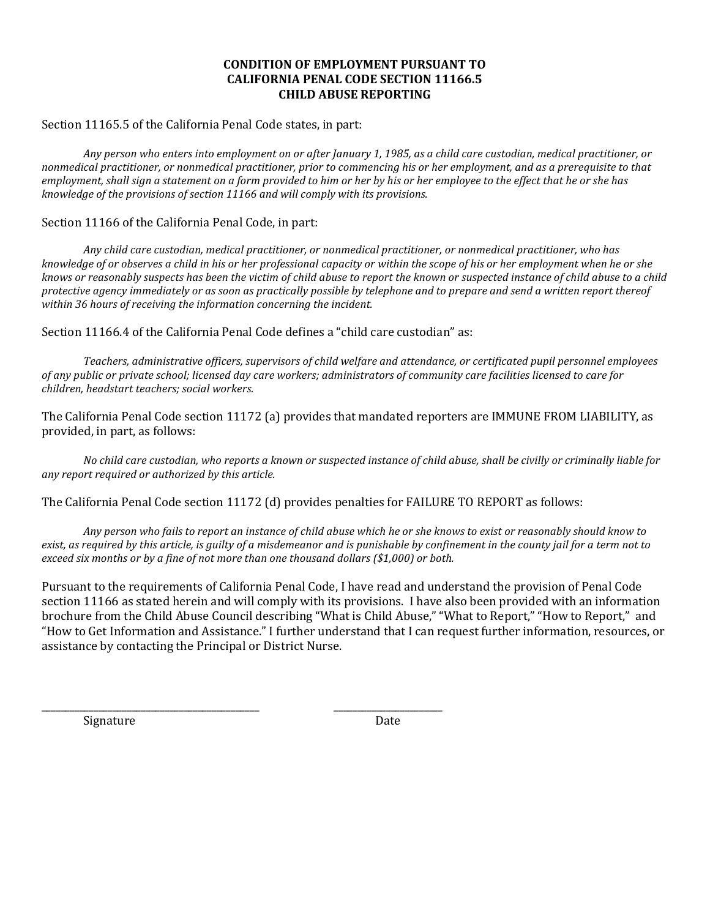**CONDITION OF EMPLOYMENT PURSUANT TO**
**CALIFORNIA PENAL CODE SECTION 11166.5**
**CHILD ABUSE REPORTING**

Section 11165.5 of the California Penal Code states, in part:

*Any person who enters into employment on or after January 1, 1985, as a child care custodian, medical practitioner, or nonmedical practitioner, or nonmedical practitioner, prior to commencing his or her employment, and as a prerequisite to that employment, shall sign a statement on a form provided to him or her by his or her employee to the effect that he or she has knowledge of the provisions of section 11166 and will comply with its provisions.*

Section 11166 of the California Penal Code, in part:

*Any child care custodian, medical practitioner, or nonmedical practitioner, or nonmedical practitioner, who has knowledge of or observes a child in his or her professional capacity or within the scope of his or her employment when he or she knows or reasonably suspects has been the victim of child abuse to report the known or suspected instance of child abuse to a child protective agency immediately or as soon as practically possible by telephone and to prepare and send a written report thereof within 36 hours of receiving the information concerning the incident.*

Section 11166.4 of the California Penal Code defines a "child care custodian" as:

*Teachers, administrative officers, supervisors of child welfare and attendance, or certificated pupil personnel employees of any public or private school; licensed day care workers; administrators of community care facilities licensed to care for children, headstart teachers; social workers.*

The California Penal Code section 11172 (a) provides that mandated reporters are IMMUNE FROM LIABILITY, as provided, in part, as follows:

*No child care custodian, who reports a known or suspected instance of child abuse, shall be civilly or criminally liable for any report required or authorized by this article.*

The California Penal Code section 11172 (d) provides penalties for FAILURE TO REPORT as follows:

*Any person who fails to report an instance of child abuse which he or she knows to exist or reasonably should know to exist, as required by this article, is guilty of a misdemeanor and is punishable by confinement in the county jail for a term not to exceed six months or by a fine of not more than one thousand dollars ($1,000) or both.*

Pursuant to the requirements of California Penal Code, I have read and understand the provision of Penal Code section 11166 as stated herein and will comply with its provisions. I have also been provided with an information brochure from the Child Abuse Council describing "What is Child Abuse," "What to Report," "How to Report," and "How to Get Information and Assistance." I further understand that I can request further information, resources, or assistance by contacting the Principal or District Nurse.

\_\_\_\_\_\_\_\_\_\_\_\_\_\_\_\_\_\_\_\_\_\_\_\_\_\_\_\_\_\_\_\_\_\_\_\_\_\_\_\_\_\_\_ &nbsp;&nbsp;&nbsp;&nbsp;&nbsp;&nbsp;&nbsp;&nbsp; \_\_\_\_\_\_\_\_\_\_\_\_\_\_\_\_\_\_\_\_\_\_

Signature &nbsp;&nbsp;&nbsp;&nbsp;&nbsp;&nbsp;&nbsp;&nbsp;&nbsp;&nbsp;&nbsp;&nbsp;&nbsp;&nbsp;&nbsp;&nbsp;&nbsp;&nbsp;&nbsp;&nbsp;&nbsp;&nbsp;&nbsp;&nbsp;&nbsp;&nbsp;&nbsp;&nbsp;&nbsp;&nbsp;&nbsp;&nbsp; Date